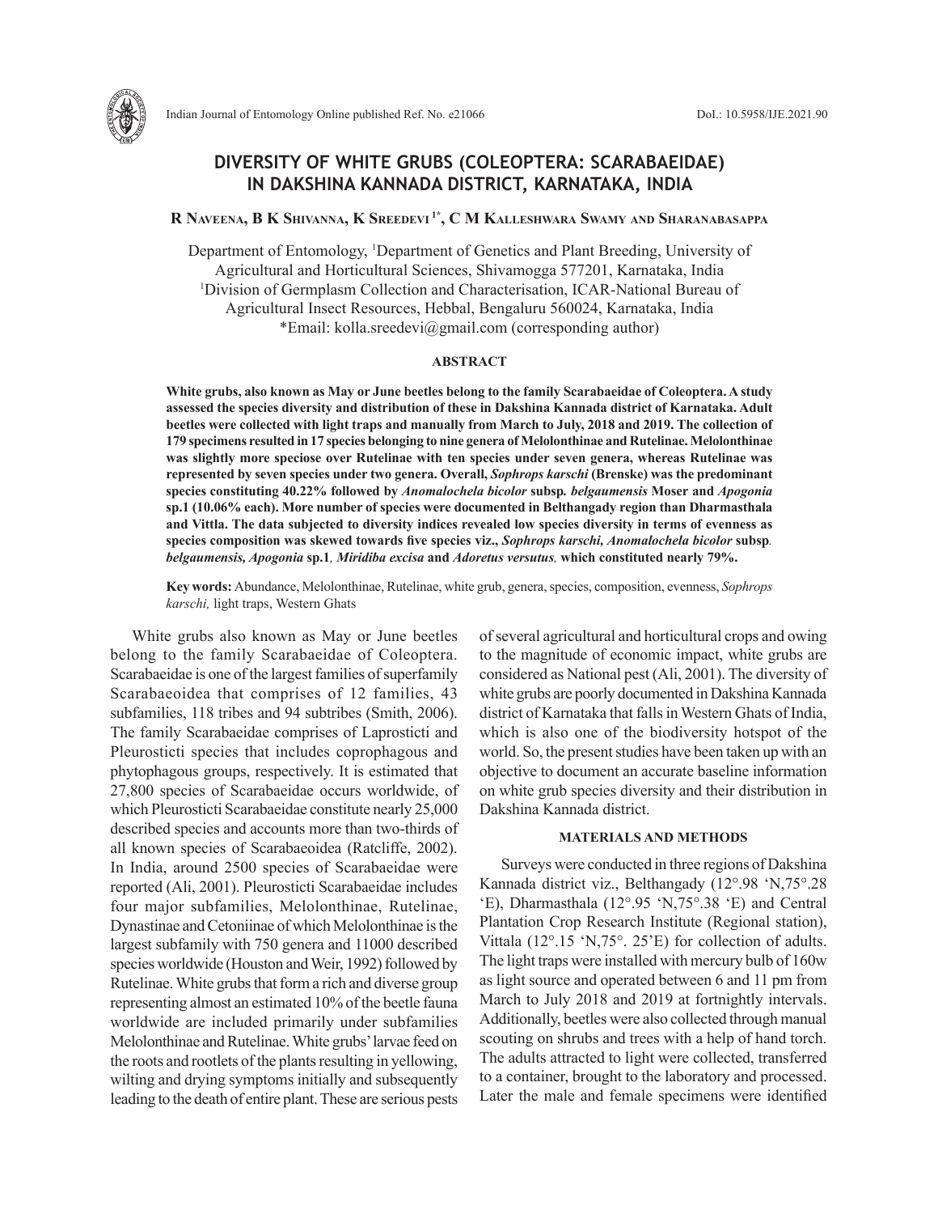# DIVERSITY OF WHITE GRUBS (COLEOPTERA: SCARABAEIDAE) IN DAKSHINA KANNADA DISTRICT, KARNATAKA, INDIA

**R Naveena, B K Shivanna, K Sreedevi [1*], C M Kalleshwara Swamy and Sharanabasappa**

Department of Entomology, [1]Department of Genetics and Plant Breeding, University of Agricultural and Horticultural Sciences, Shivamogga 577201, Karnataka, India
[1]Division of Germplasm Collection and Characterisation, ICAR-National Bureau of Agricultural Insect Resources, Hebbal, Bengaluru 560024, Karnataka, India
*Email: kolla.sreedevi@gmail.com (corresponding author)

## ABSTRACT

**White grubs, also known as May or June beetles belong to the family Scarabaeidae of Coleoptera. A study assessed the species diversity and distribution of these in Dakshina Kannada district of Karnataka. Adult beetles were collected with light traps and manually from March to July, 2018 and 2019. The collection of 179 specimens resulted in 17 species belonging to nine genera of Melolonthinae and Rutelinae. Melolonthinae was slightly more speciose over Rutelinae with ten species under seven genera, whereas Rutelinae was represented by seven species under two genera. Overall, *Sophrops karschi* (Brenske) was the predominant species constituting 40.22% followed by *Anomalochela bicolor* subsp. *belgaumensis* Moser and *Apogonia* sp.1 (10.06% each). More number of species were documented in Belthangady region than Dharmasthala and Vittla. The data subjected to diversity indices revealed low species diversity in terms of evenness as species composition was skewed towards five species viz., *Sophrops karschi, Anomalochela bicolor* subsp. *belgaumensis, Apogonia* sp.1*, Miridiba excisa* and *Adoretus versutus,* which constituted nearly 79%.**

**Key words:** Abundance, Melolonthinae, Rutelinae, white grub, genera, species, composition, evenness, *Sophrops karschi,* light traps, Western Ghats

White grubs also known as May or June beetles belong to the family Scarabaeidae of Coleoptera. Scarabaeidae is one of the largest families of superfamily Scarabaeoidea that comprises of 12 families, 43 subfamilies, 118 tribes and 94 subtribes (Smith, 2006). The family Scarabaeidae comprises of Laprosticti and Pleurosticti species that includes coprophagous and phytophagous groups, respectively. It is estimated that 27,800 species of Scarabaeidae occurs worldwide, of which Pleurosticti Scarabaeidae constitute nearly 25,000 described species and accounts more than two-thirds of all known species of Scarabaeoidea (Ratcliffe, 2002). In India, around 2500 species of Scarabaeidae were reported (Ali, 2001). Pleurosticti Scarabaeidae includes four major subfamilies, Melolonthinae, Rutelinae, Dynastinae and Cetoniinae of which Melolonthinae is the largest subfamily with 750 genera and 11000 described species worldwide (Houston and Weir, 1992) followed by Rutelinae. White grubs that form a rich and diverse group representing almost an estimated 10% of the beetle fauna worldwide are included primarily under subfamilies Melolonthinae and Rutelinae. White grubs' larvae feed on the roots and rootlets of the plants resulting in yellowing, wilting and drying symptoms initially and subsequently leading to the death of entire plant. These are serious pests of several agricultural and horticultural crops and owing to the magnitude of economic impact, white grubs are considered as National pest (Ali, 2001). The diversity of white grubs are poorly documented in Dakshina Kannada district of Karnataka that falls in Western Ghats of India, which is also one of the biodiversity hotspot of the world. So, the present studies have been taken up with an objective to document an accurate baseline information on white grub species diversity and their distribution in Dakshina Kannada district.

## MATERIALS AND METHODS

Surveys were conducted in three regions of Dakshina Kannada district viz., Belthangady (12°.98 'N,75°.28 'E), Dharmasthala (12°.95 'N,75°.38 'E) and Central Plantation Crop Research Institute (Regional station), Vittala (12°.15 'N,75°. 25'E) for collection of adults. The light traps were installed with mercury bulb of 160w as light source and operated between 6 and 11 pm from March to July 2018 and 2019 at fortnightly intervals. Additionally, beetles were also collected through manual scouting on shrubs and trees with a help of hand torch. The adults attracted to light were collected, transferred to a container, brought to the laboratory and processed. Later the male and female specimens were identified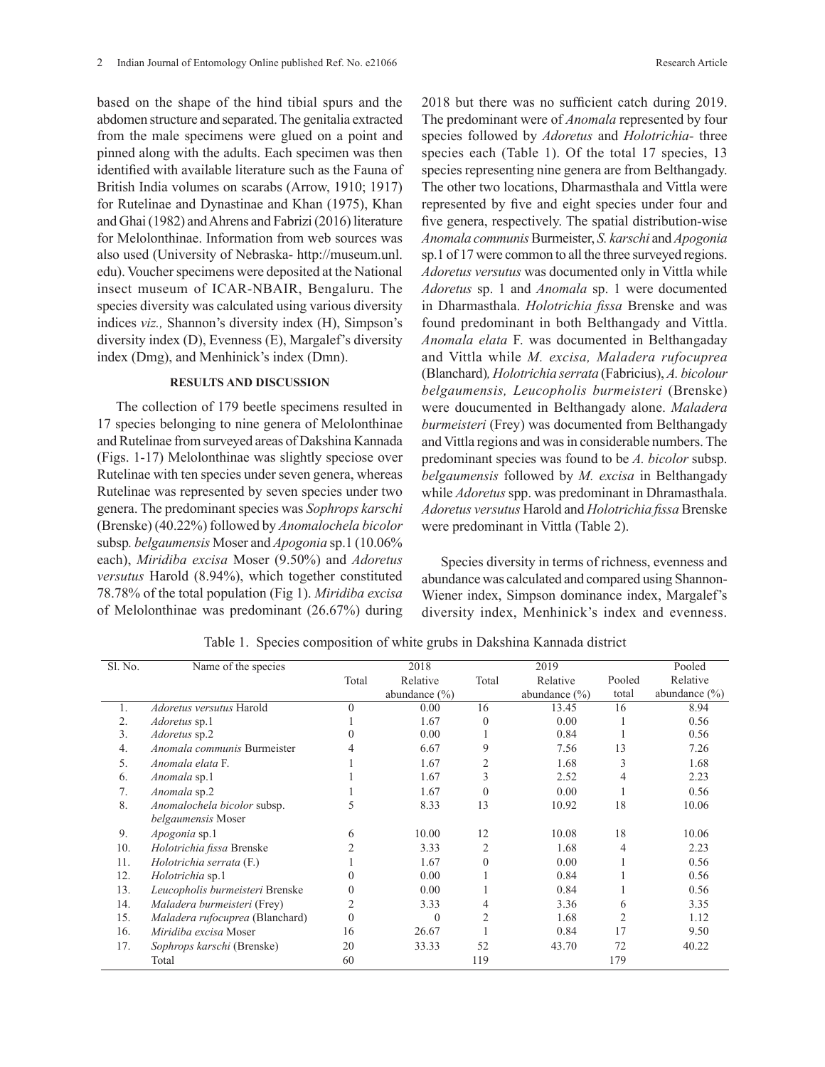based on the shape of the hind tibial spurs and the abdomen structure and separated. The genitalia extracted from the male specimens were glued on a point and pinned along with the adults. Each specimen was then identified with available literature such as the Fauna of British India volumes on scarabs (Arrow, 1910; 1917) for Rutelinae and Dynastinae and Khan (1975), Khan and Ghai (1982) and Ahrens and Fabrizi (2016) literature for Melolonthinae. Information from web sources was also used (University of Nebraska- http://museum.unl.edu). Voucher specimens were deposited at the National insect museum of ICAR-NBAIR, Bengaluru. The species diversity was calculated using various diversity indices *viz.,* Shannon's diversity index (H), Simpson's diversity index (D), Evenness (E), Margalef's diversity index (Dmg), and Menhinick's index (Dmn).

## RESULTS AND DISCUSSION

The collection of 179 beetle specimens resulted in 17 species belonging to nine genera of Melolonthinae and Rutelinae from surveyed areas of Dakshina Kannada (Figs. 1-17) Melolonthinae was slightly speciose over Rutelinae with ten species under seven genera, whereas Rutelinae was represented by seven species under two genera. The predominant species was *Sophrops karschi* (Brenske) (40.22%) followed by *Anomalochela bicolor* subsp*. belgaumensis* Moser and *Apogonia* sp.1 (10.06% each), *Miridiba excisa* Moser (9.50%) and *Adoretus versutus* Harold (8.94%), which together constituted 78.78% of the total population (Fig 1). *Miridiba excisa* of Melolonthinae was predominant (26.67%) during 2018 but there was no sufficient catch during 2019. The predominant were of *Anomala* represented by four species followed by *Adoretus* and *Holotrichia*- three species each (Table 1). Of the total 17 species, 13 species representing nine genera are from Belthangady. The other two locations, Dharmasthala and Vittla were represented by five and eight species under four and five genera, respectively. The spatial distribution-wise *Anomala communis* Burmeister, *S. karschi* and *Apogonia* sp.1 of 17 were common to all the three surveyed regions. *Adoretus versutus* was documented only in Vittla while *Adoretus* sp. 1 and *Anomala* sp. 1 were documented in Dharmasthala. *Holotrichia fissa* Brenske and was found predominant in both Belthangady and Vittla. *Anomala elata* F. was documented in Belthangaday and Vittla while *M. excisa, Maladera rufocuprea* (Blanchard)*, Holotrichia serrata* (Fabricius), *A. bicolour belgaumensis, Leucopholis burmeisteri* (Brenske) were doucumented in Belthangady alone. *Maladera burmeisteri* (Frey) was documented from Belthangady and Vittla regions and was in considerable numbers. The predominant species was found to be *A. bicolor* subsp. *belgaumensis* followed by *M. excisa* in Belthangady while *Adoretus* spp. was predominant in Dhramasthala. *Adoretus versutus* Harold and *Holotrichia fissa* Brenske were predominant in Vittla (Table 2).

Species diversity in terms of richness, evenness and abundance was calculated and compared using Shannon-Wiener index, Simpson dominance index, Margalef's diversity index, Menhinick's index and evenness.

Table 1. Species composition of white grubs in Dakshina Kannada district

| Sl. No. | Name of the species | 2018 | | 2019 | | Pooled | |
|---|---|---|---|---|---|---|---|
| | | Total | Relative abundance (%) | Total | Relative abundance (%) | Pooled total | Relative abundance (%) |
| 1. | *Adoretus versutus* Harold | 0 | 0.00 | 16 | 13.45 | 16 | 8.94 |
| 2. | *Adoretus* sp.1 | 1 | 1.67 | 0 | 0.00 | 1 | 0.56 |
| 3. | *Adoretus* sp.2 | 0 | 0.00 | 1 | 0.84 | 1 | 0.56 |
| 4. | *Anomala communis* Burmeister | 4 | 6.67 | 9 | 7.56 | 13 | 7.26 |
| 5. | *Anomala elata* F. | 1 | 1.67 | 2 | 1.68 | 3 | 1.68 |
| 6. | *Anomala* sp.1 | 1 | 1.67 | 3 | 2.52 | 4 | 2.23 |
| 7. | *Anomala* sp.2 | 1 | 1.67 | 0 | 0.00 | 1 | 0.56 |
| 8. | *Anomalochela bicolor* subsp. *belgaumensis* Moser | 5 | 8.33 | 13 | 10.92 | 18 | 10.06 |
| 9. | *Apogonia* sp.1 | 6 | 10.00 | 12 | 10.08 | 18 | 10.06 |
| 10. | *Holotrichia fissa* Brenske | 2 | 3.33 | 2 | 1.68 | 4 | 2.23 |
| 11. | *Holotrichia serrata* (F.) | 1 | 1.67 | 0 | 0.00 | 1 | 0.56 |
| 12. | *Holotrichia* sp.1 | 0 | 0.00 | 1 | 0.84 | 1 | 0.56 |
| 13. | *Leucopholis burmeisteri* Brenske | 0 | 0.00 | 1 | 0.84 | 1 | 0.56 |
| 14. | *Maladera burmeisteri* (Frey) | 2 | 3.33 | 4 | 3.36 | 6 | 3.35 |
| 15. | *Maladera rufocuprea* (Blanchard) | 0 | 0 | 2 | 1.68 | 2 | 1.12 |
| 16. | *Miridiba excisa* Moser | 16 | 26.67 | 1 | 0.84 | 17 | 9.50 |
| 17. | *Sophrops karschi* (Brenske) | 20 | 33.33 | 52 | 43.70 | 72 | 40.22 |
| | Total | 60 | | 119 | | 179 | |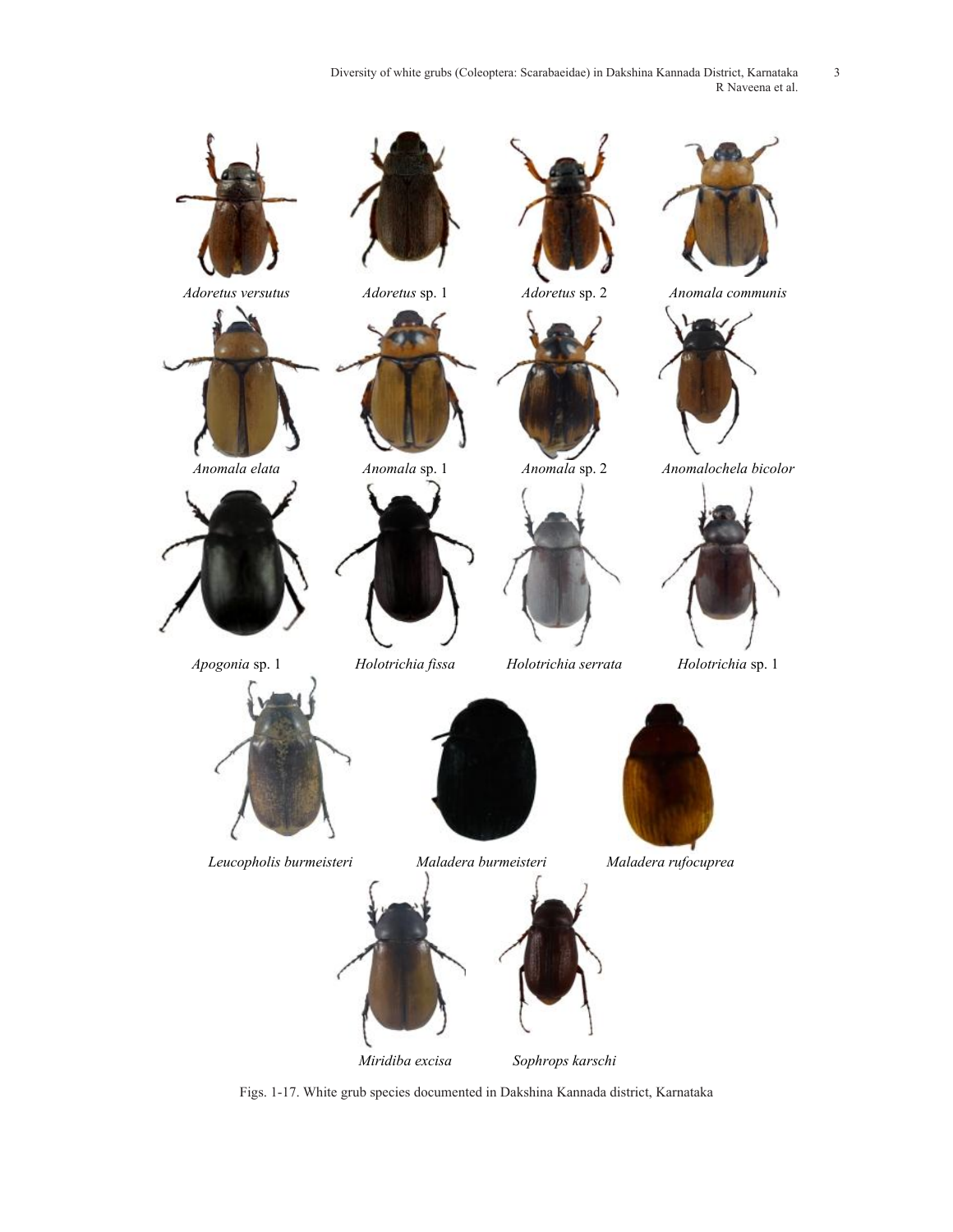*Adoretus versutus* *Adoretus* sp. 1 *Adoretus* sp. 2 *Anomala communis*

*Anomala elata* *Anomala* sp. 1 *Anomala* sp. 2 *Anomalochela bicolor*

*Apogonia* sp. 1 *Holotrichia fissa* *Holotrichia serrata* *Holotrichia* sp. 1

*Leucopholis burmeisteri* *Maladera burmeisteri* *Maladera rufocuprea*

*Miridiba excisa* *Sophrops karschi*

Figs. 1-17. White grub species documented in Dakshina Kannada district, Karnataka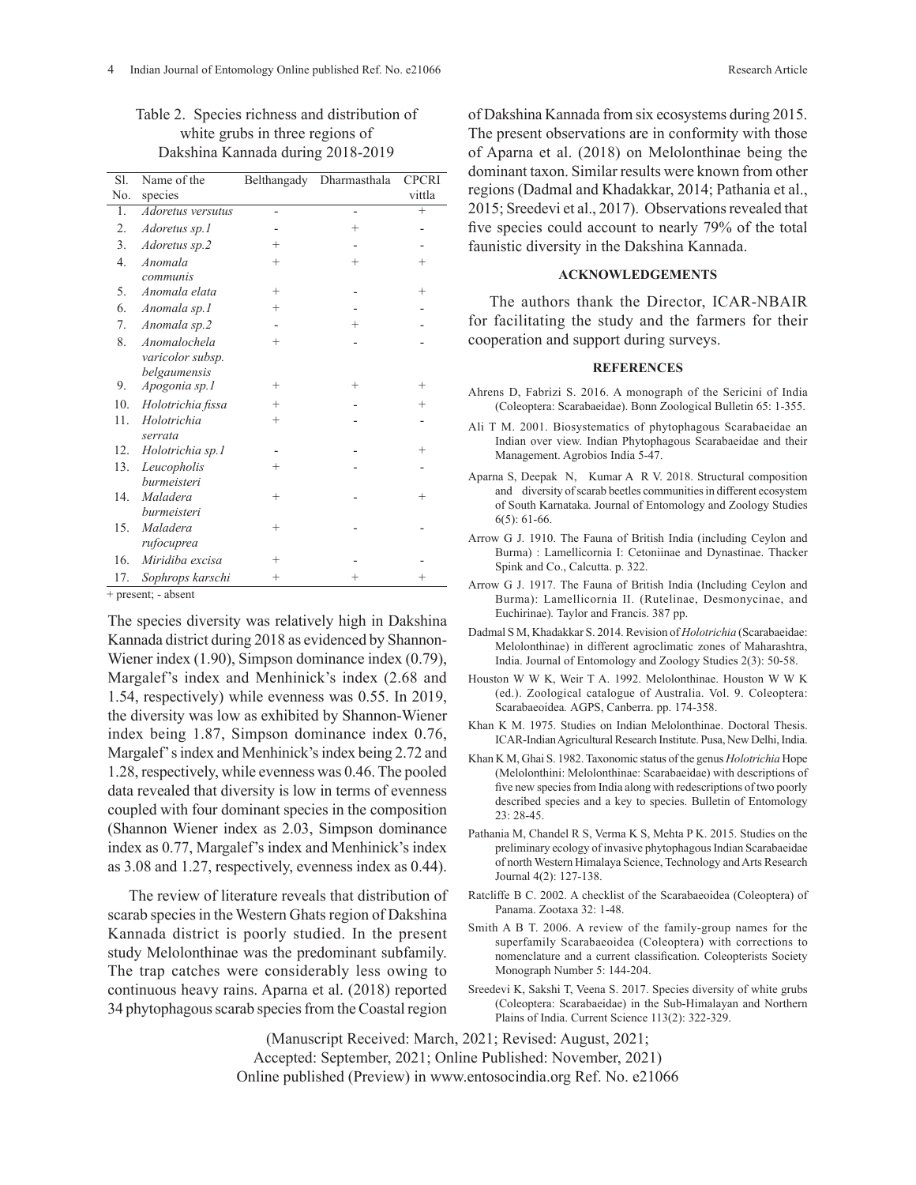Table 2. Species richness and distribution of white grubs in three regions of Dakshina Kannada during 2018-2019

| Sl. No. | Name of the species | Belthangady | Dharmasthala | CPCRI vittla |
|---|---|---|---|---|
| 1. | *Adoretus versutus* | - | - | + |
| 2. | *Adoretus sp.1* | - | + | - |
| 3. | *Adoretus sp.2* | + | - | - |
| 4. | *Anomala communis* | + | + | + |
| 5. | *Anomala elata* | + | - | + |
| 6. | *Anomala sp.1* | + | - | - |
| 7. | *Anomala sp.2* | - | + | - |
| 8. | *Anomalochela varicolor subsp. belgaumensis* | + | - | - |
| 9. | *Apogonia sp.1* | + | + | + |
| 10. | *Holotrichia fissa* | + | - | + |
| 11. | *Holotrichia serrata* | + | - | - |
| 12. | *Holotrichia sp.1* | - | - | + |
| 13. | *Leucopholis burmeisteri* | + | - | - |
| 14. | *Maladera burmeisteri* | + | - | + |
| 15. | *Maladera rufocuprea* | + | - | - |
| 16. | *Miridiba excisa* | + | - | - |
| 17. | *Sophrops karschi* | + | + | + |

+ present; - absent

The species diversity was relatively high in Dakshina Kannada district during 2018 as evidenced by Shannon-Wiener index (1.90), Simpson dominance index (0.79), Margalef's index and Menhinick's index (2.68 and 1.54, respectively) while evenness was 0.55. In 2019, the diversity was low as exhibited by Shannon-Wiener index being 1.87, Simpson dominance index 0.76, Margalef's index and Menhinick's index being 2.72 and 1.28, respectively, while evenness was 0.46. The pooled data revealed that diversity is low in terms of evenness coupled with four dominant species in the composition (Shannon Wiener index as 2.03, Simpson dominance index as 0.77, Margalef's index and Menhinick's index as 3.08 and 1.27, respectively, evenness index as 0.44).

The review of literature reveals that distribution of scarab species in the Western Ghats region of Dakshina Kannada district is poorly studied. In the present study Melolonthinae was the predominant subfamily. The trap catches were considerably less owing to continuous heavy rains. Aparna et al. (2018) reported 34 phytophagous scarab species from the Coastal region of Dakshina Kannada from six ecosystems during 2015. The present observations are in conformity with those of Aparna et al. (2018) on Melolonthinae being the dominant taxon. Similar results were known from other regions (Dadmal and Khadakkar, 2014; Pathania et al., 2015; Sreedevi et al., 2017). Observations revealed that five species could account to nearly 79% of the total faunistic diversity in the Dakshina Kannada.

## ACKNOWLEDGEMENTS

The authors thank the Director, ICAR-NBAIR for facilitating the study and the farmers for their cooperation and support during surveys.

## REFERENCES

Ahrens D, Fabrizi S. 2016. A monograph of the Sericini of India (Coleoptera: Scarabaeidae). Bonn Zoological Bulletin 65: 1-355.

Ali T M. 2001. Biosystematics of phytophagous Scarabaeidae an Indian over view. Indian Phytophagous Scarabaeidae and their Management. Agrobios India 5-47.

Aparna S, Deepak N, Kumar A R V. 2018. Structural composition and diversity of scarab beetles communities in different ecosystem of South Karnataka. Journal of Entomology and Zoology Studies 6(5): 61-66.

Arrow G J. 1910. The Fauna of British India (including Ceylon and Burma) : Lamellicornia I: Cetoniinae and Dynastinae. Thacker Spink and Co., Calcutta. p. 322.

Arrow G J. 1917. The Fauna of British India (Including Ceylon and Burma): Lamellicornia II. (Rutelinae, Desmonycinae, and Euchirinae). Taylor and Francis. 387 pp.

Dadmal S M, Khadakkar S. 2014. Revision of *Holotrichia* (Scarabaeidae: Melolonthinae) in different agroclimatic zones of Maharashtra, India. Journal of Entomology and Zoology Studies 2(3): 50-58.

Houston W W K, Weir T A. 1992. Melolonthinae. Houston W W K (ed.). Zoological catalogue of Australia. Vol. 9. Coleoptera: Scarabaeoidea. AGPS, Canberra. pp. 174-358.

Khan K M. 1975. Studies on Indian Melolonthinae. Doctoral Thesis. ICAR-Indian Agricultural Research Institute. Pusa, New Delhi, India.

Khan K M, Ghai S. 1982. Taxonomic status of the genus *Holotrichia* Hope (Melolonthini: Melolonthinae: Scarabaeidae) with descriptions of five new species from India along with redescriptions of two poorly described species and a key to species. Bulletin of Entomology 23: 28-45.

Pathania M, Chandel R S, Verma K S, Mehta P K. 2015. Studies on the preliminary ecology of invasive phytophagous Indian Scarabaeidae of north Western Himalaya Science, Technology and Arts Research Journal 4(2): 127-138.

Ratcliffe B C. 2002. A checklist of the Scarabaeoidea (Coleoptera) of Panama. Zootaxa 32: 1-48.

Smith A B T. 2006. A review of the family-group names for the superfamily Scarabaeoidea (Coleoptera) with corrections to nomenclature and a current classification. Coleopterists Society Monograph Number 5: 144-204.

Sreedevi K, Sakshi T, Veena S. 2017. Species diversity of white grubs (Coleoptera: Scarabaeidae) in the Sub-Himalayan and Northern Plains of India. Current Science 113(2): 322-329.

(Manuscript Received: March, 2021; Revised: August, 2021;
Accepted: September, 2021; Online Published: November, 2021)
Online published (Preview) in www.entosocindia.org Ref. No. e21066